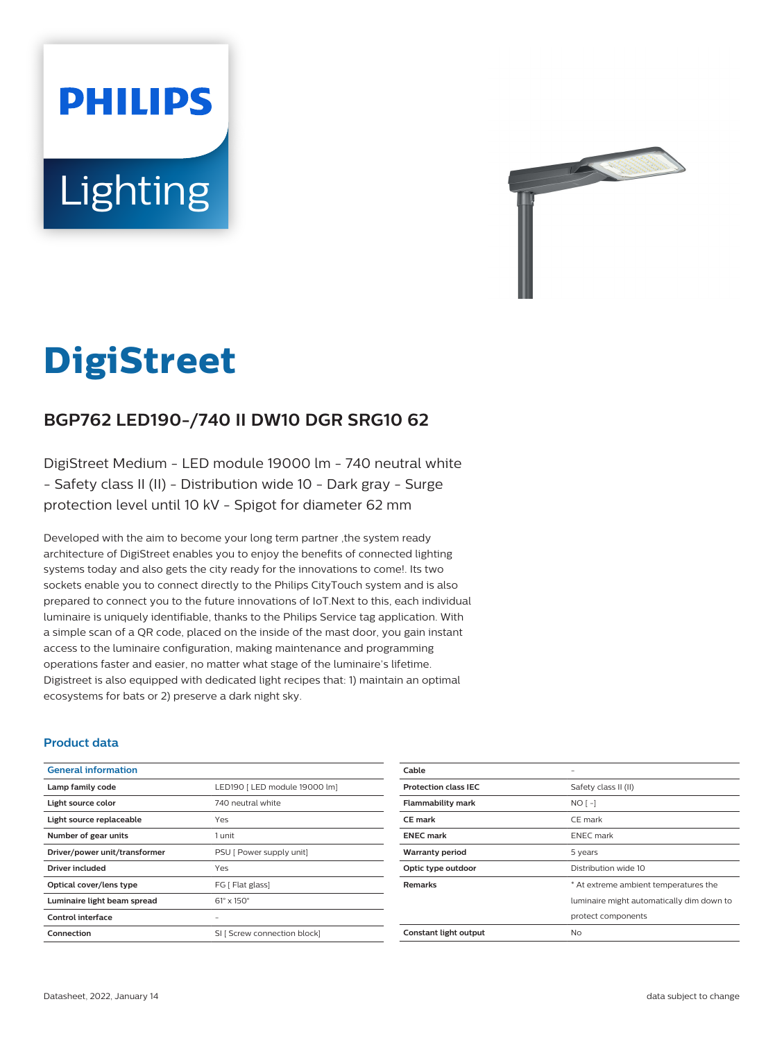PHILIPS

Lighting

# DigiStreet

## BGP762 LED190-/740 II DW10 DGR SRG10 62

DigiStreet Medium - LED module 19000 lm - 740 neutral white - Safety class II (II) - Distribution wide 10 - Dark gray - Surge protection level until 10 kV - Spigot for diameter 62 mm

Developed with the aim to become your long term partner ,the system ready architecture of DigiStreet enables you to enjoy the benefits of connected lighting systems today and also gets the city ready for the innovations to come!. Its two sockets enable you to connect directly to the Philips CityTouch system and is also prepared to connect you to the future innovations of IoT.Next to this, each individual luminaire is uniquely identifiable, thanks to the Philips Service tag application. With a simple scan of a QR code, placed on the inside of the mast door, you gain instant access to the luminaire configuration, making maintenance and programming operations faster and easier, no matter what stage of the luminaire's lifetime. Digistreet is also equipped with dedicated light recipes that: 1) maintain an optimal ecosystems for bats or 2) preserve a dark night sky.

### Product data

| General information | |
|---|---|
| Lamp family code | LED190 [ LED module 19000 lm] |
| Light source color | 740 neutral white |
| Light source replaceable | Yes |
| Number of gear units | 1 unit |
| Driver/power unit/transformer | PSU [ Power supply unit] |
| Driver included | Yes |
| Optical cover/lens type | FG [ Flat glass] |
| Luminaire light beam spread | 61° x 150° |
| Control interface | - |
| Connection | SI [ Screw connection block] |
| Cable | - |
| Protection class IEC | Safety class II (II) |
| Flammability mark | NO [ -] |
| CE mark | CE mark |
| ENEC mark | ENEC mark |
| Warranty period | 5 years |
| Optic type outdoor | Distribution wide 10 |
| Remarks | * At extreme ambient temperatures the luminaire might automatically dim down to protect components |
| Constant light output | No |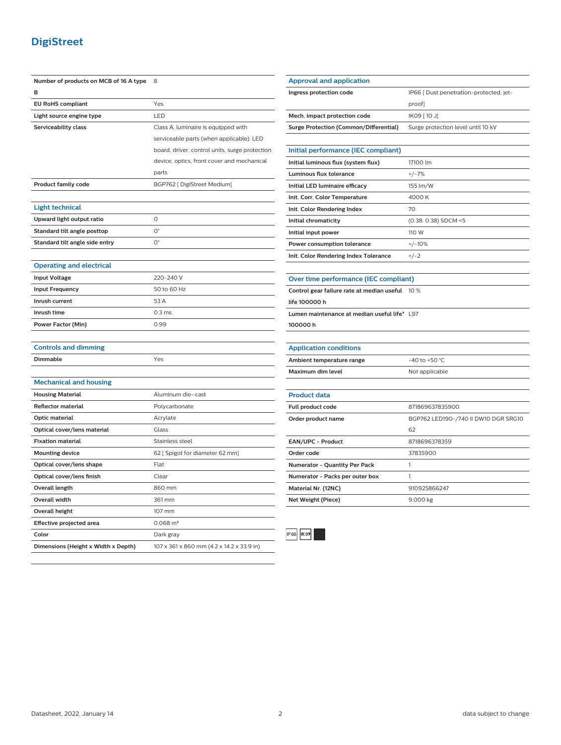# DigiStreet

| | |
|---|---|
| **Number of products on MCB of 16 A type B** | 8 |
| **EU RoHS compliant** | Yes |
| **Light source engine type** | LED |
| **Serviceability class** | Class A, luminaire is equipped with serviceable parts (when applicable): LED board, driver, control units, surge protection device, optics, front cover and mechanical parts |
| **Product family code** | BGP762 [ DigiStreet Medium] |

## Light technical

| | |
|---|---|
| **Upward light output ratio** | 0 |
| **Standard tilt angle posttop** | 0° |
| **Standard tilt angle side entry** | 0° |

## Operating and electrical

| | |
|---|---|
| **Input Voltage** | 220-240 V |
| **Input Frequency** | 50 to 60 Hz |
| **Inrush current** | 53 A |
| **Inrush time** | 0.3 ms |
| **Power Factor (Min)** | 0.99 |

## Controls and dimming

| | |
|---|---|
| **Dimmable** | Yes |

## Mechanical and housing

| | |
|---|---|
| **Housing Material** | Aluminum die-cast |
| **Reflector material** | Polycarbonate |
| **Optic material** | Acrylate |
| **Optical cover/lens material** | Glass |
| **Fixation material** | Stainless steel |
| **Mounting device** | 62 [ Spigot for diameter 62 mm] |
| **Optical cover/lens shape** | Flat |
| **Optical cover/lens finish** | Clear |
| **Overall length** | 860 mm |
| **Overall width** | 361 mm |
| **Overall height** | 107 mm |
| **Effective projected area** | 0.068 m² |
| **Color** | Dark gray |
| **Dimensions (Height x Width x Depth)** | 107 x 361 x 860 mm (4.2 x 14.2 x 33.9 in) |

## Approval and application

| | |
|---|---|
| **Ingress protection code** | IP66 [ Dust penetration-protected, jet-proof] |
| **Mech. impact protection code** | IK09 [ 10 J] |
| **Surge Protection (Common/Differential)** | Surge protection level until 10 kV |

## Initial performance (IEC compliant)

| | |
|---|---|
| **Initial luminous flux (system flux)** | 17100 lm |
| **Luminous flux tolerance** | +/-7% |
| **Initial LED luminaire efficacy** | 155 lm/W |
| **Init. Corr. Color Temperature** | 4000 K |
| **Init. Color Rendering Index** | 70 |
| **Initial chromaticity** | (0.38. 0.38) SDCM <5 |
| **Initial input power** | 110 W |
| **Power consumption tolerance** | +/-10% |
| **Init. Color Rendering Index Tolerance** | +/-2 |

## Over time performance (IEC compliant)

| | |
|---|---|
| **Control gear failure rate at median useful life 100000 h** | 10 % |
| **Lumen maintenance at median useful life* 100000 h** | L97 |

## Application conditions

| | |
|---|---|
| **Ambient temperature range** | -40 to +50 °C |
| **Maximum dim level** | Not applicable |

## Product data

| | |
|---|---|
| **Full product code** | 871869637835900 |
| **Order product name** | BGP762 LED190-/740 II DW10 DGR SRG10 62 |
| **EAN/UPC - Product** | 8718696378359 |
| **Order code** | 37835900 |
| **Numerator - Quantity Per Pack** | 1 |
| **Numerator - Packs per outer box** | 1 |
| **Material Nr. (12NC)** | 910925866247 |
| **Net Weight (Piece)** | 9.000 kg |

IP66 IK09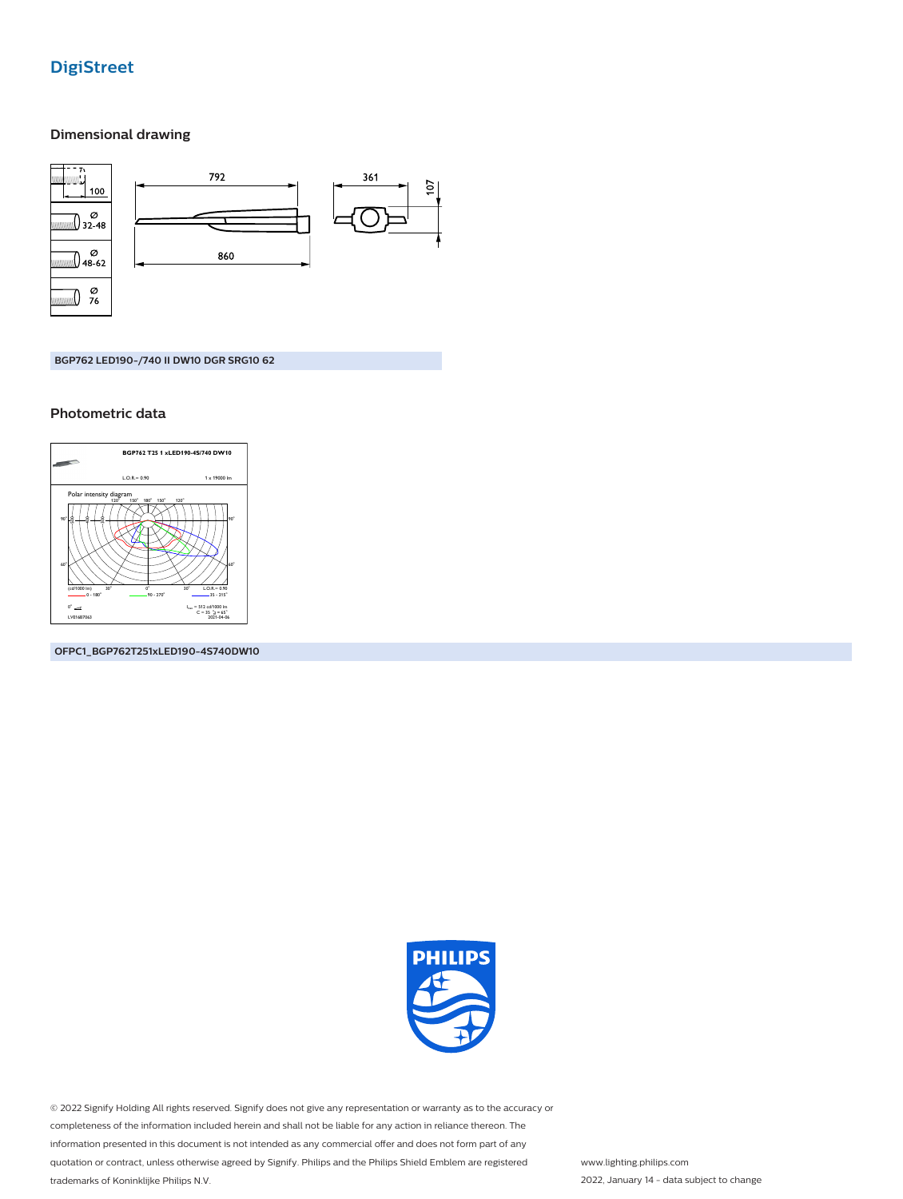## DigiStreet

### Dimensional drawing

100

Ø 32-48

Ø 48-62

Ø 76

792

860

361

107

BGP762 LED190-/740 II DW10 DGR SRG10 62

### Photometric data

BGP762 T25 1 xLED190-4S/740 DW10

L.O.R.= 0.90

1 x 19000 lm

Polar intensity diagram

120° 150° 180° 150° 120°

90° 90°

60° 60°

(cd/1000 lm) 30° 0° 30° L.O.R.= 0.90

0 - 180° 90 - 270° 35 - 315°

LVE1687063

$I_{max}$ = 512 cd/1000 lm
C = 35 γ = 65°
2021-04-06

OFPC1_BGP762T251xLED190-4S740DW10

© 2022 Signify Holding All rights reserved. Signify does not give any representation or warranty as to the accuracy or completeness of the information included herein and shall not be liable for any action in reliance thereon. The information presented in this document is not intended as any commercial offer and does not form part of any quotation or contract, unless otherwise agreed by Signify. Philips and the Philips Shield Emblem are registered trademarks of Koninklijke Philips N.V.

www.lighting.philips.com

2022, January 14 - data subject to change